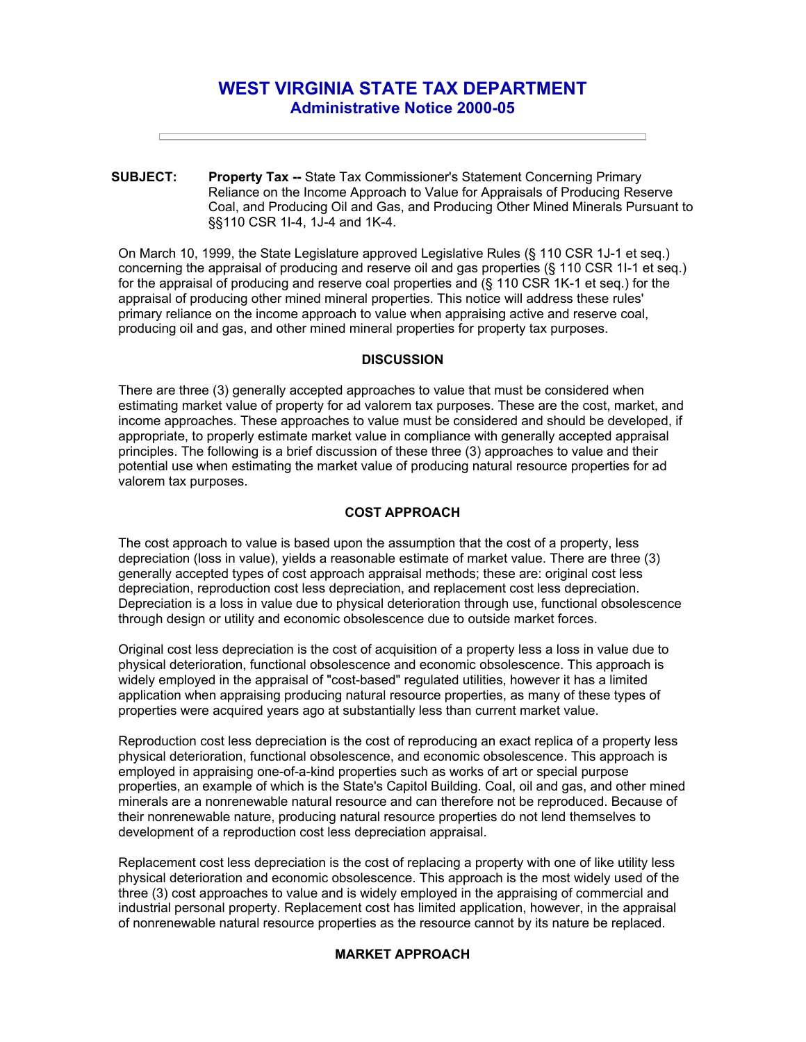# WEST VIRGINIA STATE TAX DEPARTMENT

## Administrative Notice 2000-05

---

**SUBJECT:** **Property Tax --** State Tax Commissioner's Statement Concerning Primary Reliance on the Income Approach to Value for Appraisals of Producing Reserve Coal, and Producing Oil and Gas, and Producing Other Mined Minerals Pursuant to §§110 CSR 1I-4, 1J-4 and 1K-4.

On March 10, 1999, the State Legislature approved Legislative Rules (§ 110 CSR 1J-1 et seq.) concerning the appraisal of producing and reserve oil and gas properties (§ 110 CSR 1I-1 et seq.) for the appraisal of producing and reserve coal properties and (§ 110 CSR 1K-1 et seq.) for the appraisal of producing other mined mineral properties. This notice will address these rules' primary reliance on the income approach to value when appraising active and reserve coal, producing oil and gas, and other mineral properties for property tax purposes.

### DISCUSSION

There are three (3) generally accepted approaches to value that must be considered when estimating market value of property for ad valorem tax purposes. These are the cost, market, and income approaches. These approaches to value must be considered and should be developed, if appropriate, to properly estimate market value in compliance with generally accepted appraisal principles. The following is a brief discussion of these three (3) approaches to value and their potential use when estimating the market value of producing natural resource properties for ad valorem tax purposes.

### COST APPROACH

The cost approach to value is based upon the assumption that the cost of a property, less depreciation (loss in value), yields a reasonable estimate of market value. There are three (3) generally accepted types of cost approach appraisal methods; these are: original cost less depreciation, reproduction cost less depreciation, and replacement cost less depreciation. Depreciation is a loss in value due to physical deterioration through use, functional obsolescence through design or utility and economic obsolescence due to outside market forces.

Original cost less depreciation is the cost of acquisition of a property less a loss in value due to physical deterioration, functional obsolescence and economic obsolescence. This approach is widely employed in the appraisal of "cost-based" regulated utilities, however it has a limited application when appraising producing natural resource properties, as many of these types of properties were acquired years ago at substantially less than current market value.

Reproduction cost less depreciation is the cost of reproducing an exact replica of a property less physical deterioration, functional obsolescence, and economic obsolescence. This approach is employed in appraising one-of-a-kind properties such as works of art or special purpose properties, an example of which is the State's Capitol Building. Coal, oil and gas, and other mined minerals are a nonrenewable natural resource and can therefore not be reproduced. Because of their nonrenewable nature, producing natural resource properties do not lend themselves to development of a reproduction cost less depreciation appraisal.

Replacement cost less depreciation is the cost of replacing a property with one of like utility less physical deterioration and economic obsolescence. This approach is the most widely used of the three (3) cost approaches to value and is widely employed in the appraising of commercial and industrial personal property. Replacement cost has limited application, however, in the appraisal of nonrenewable natural resource properties as the resource cannot by its nature be replaced.

### MARKET APPROACH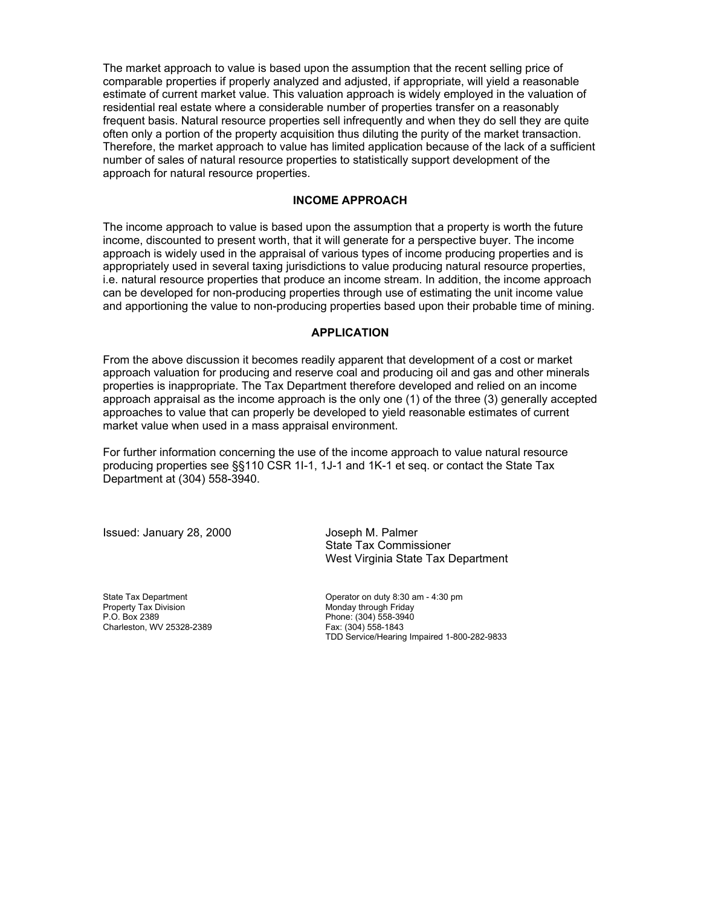The market approach to value is based upon the assumption that the recent selling price of comparable properties if properly analyzed and adjusted, if appropriate, will yield a reasonable estimate of current market value. This valuation approach is widely employed in the valuation of residential real estate where a considerable number of properties transfer on a reasonably frequent basis. Natural resource properties sell infrequently and when they do sell they are quite often only a portion of the property acquisition thus diluting the purity of the market transaction. Therefore, the market approach to value has limited application because of the lack of a sufficient number of sales of natural resource properties to statistically support development of the approach for natural resource properties.

## INCOME APPROACH

The income approach to value is based upon the assumption that a property is worth the future income, discounted to present worth, that it will generate for a perspective buyer. The income approach is widely used in the appraisal of various types of income producing properties and is appropriately used in several taxing jurisdictions to value producing natural resource properties, i.e. natural resource properties that produce an income stream. In addition, the income approach can be developed for non-producing properties through use of estimating the unit income value and apportioning the value to non-producing properties based upon their probable time of mining.

## APPLICATION

From the above discussion it becomes readily apparent that development of a cost or market approach valuation for producing and reserve coal and producing oil and gas and other minerals properties is inappropriate. The Tax Department therefore developed and relied on an income approach appraisal as the income approach is the only one (1) of the three (3) generally accepted approaches to value that can properly be developed to yield reasonable estimates of current market value when used in a mass appraisal environment.

For further information concerning the use of the income approach to value natural resource producing properties see §§110 CSR 1I-1, 1J-1 and 1K-1 et seq. or contact the State Tax Department at (304) 558-3940.

Issued: January 28, 2000

Joseph M. Palmer
State Tax Commissioner
West Virginia State Tax Department

State Tax Department
Property Tax Division
P.O. Box 2389
Charleston, WV 25328-2389

Operator on duty 8:30 am - 4:30 pm
Monday through Friday
Phone: (304) 558-3940
Fax: (304) 558-1843
TDD Service/Hearing Impaired 1-800-282-9833